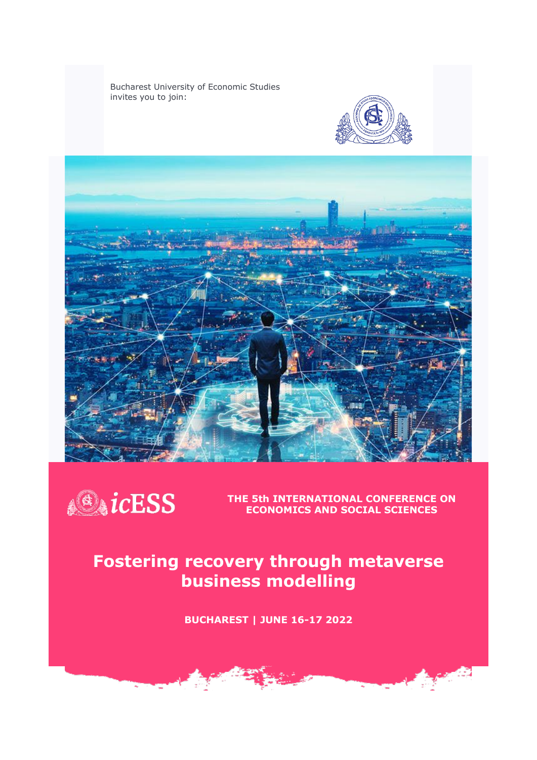Bucharest University of Economic Studies
invites you to join:

icESS

**THE 5th INTERNATIONAL CONFERENCE ON ECONOMICS AND SOCIAL SCIENCES**

# Fostering recovery through metaverse business modelling

**BUCHAREST | JUNE 16-17 2022**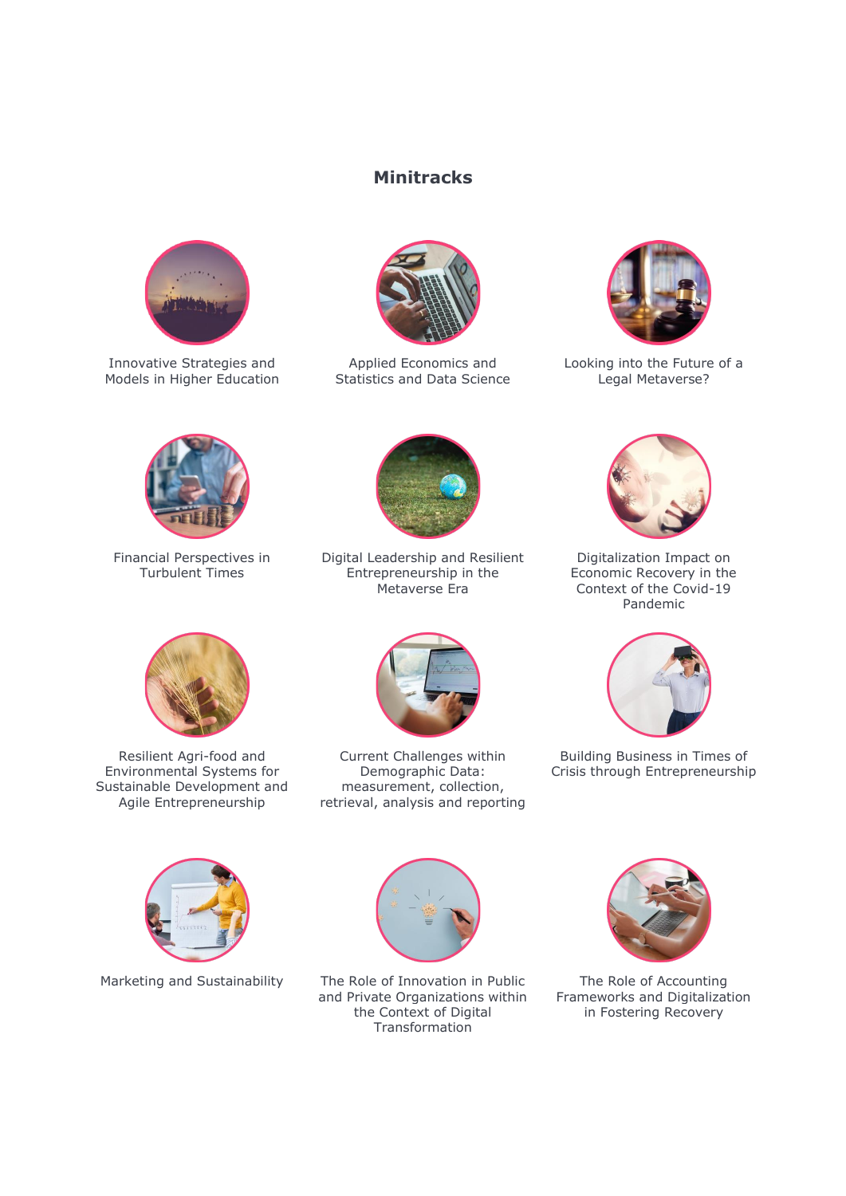## Minitracks

- Innovative Strategies and Models in Higher Education
- Applied Economics and Statistics and Data Science
- Looking into the Future of a Legal Metaverse?
- Financial Perspectives in Turbulent Times
- Digital Leadership and Resilient Entrepreneurship in the Metaverse Era
- Digitalization Impact on Economic Recovery in the Context of the Covid-19 Pandemic
- Resilient Agri-food and Environmental Systems for Sustainable Development and Agile Entrepreneurship
- Current Challenges within Demographic Data: measurement, collection, retrieval, analysis and reporting
- Building Business in Times of Crisis through Entrepreneurship
- Marketing and Sustainability
- The Role of Innovation in Public and Private Organizations within the Context of Digital Transformation
- The Role of Accounting Frameworks and Digitalization in Fostering Recovery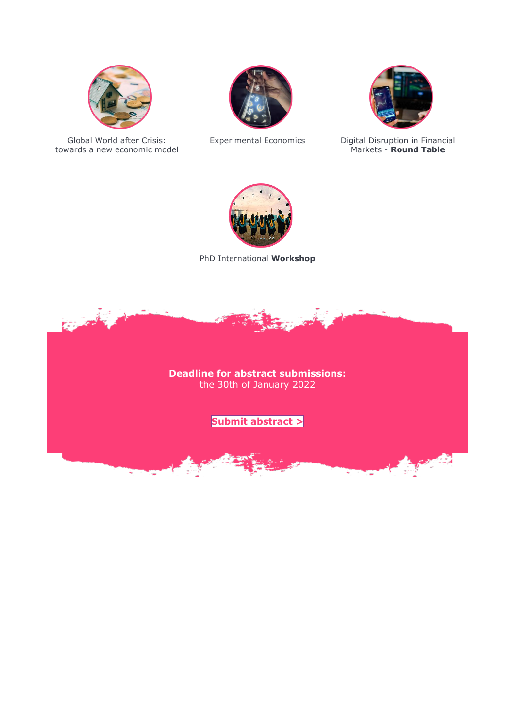Global World after Crisis: towards a new economic model

Experimental Economics

Digital Disruption in Financial Markets - **Round Table**

PhD International **Workshop**

**Deadline for abstract submissions:**
the 30th of January 2022

**Submit abstract >**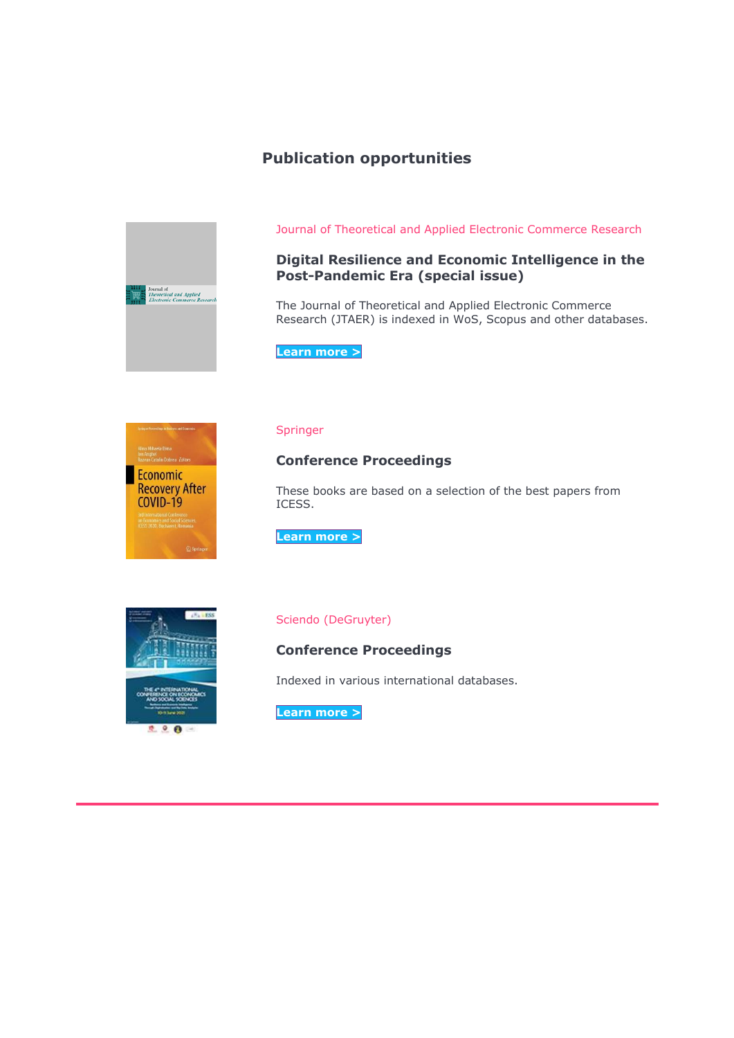## Publication opportunities

Journal of Theoretical and Applied Electronic Commerce Research

### Digital Resilience and Economic Intelligence in the Post-Pandemic Era (special issue)

The Journal of Theoretical and Applied Electronic Commerce Research (JTAER) is indexed in WoS, Scopus and other databases.

**Learn more >**

Springer

### Conference Proceedings

These books are based on a selection of the best papers from ICESS.

**Learn more >**

Sciendo (DeGruyter)

### Conference Proceedings

Indexed in various international databases.

**Learn more >**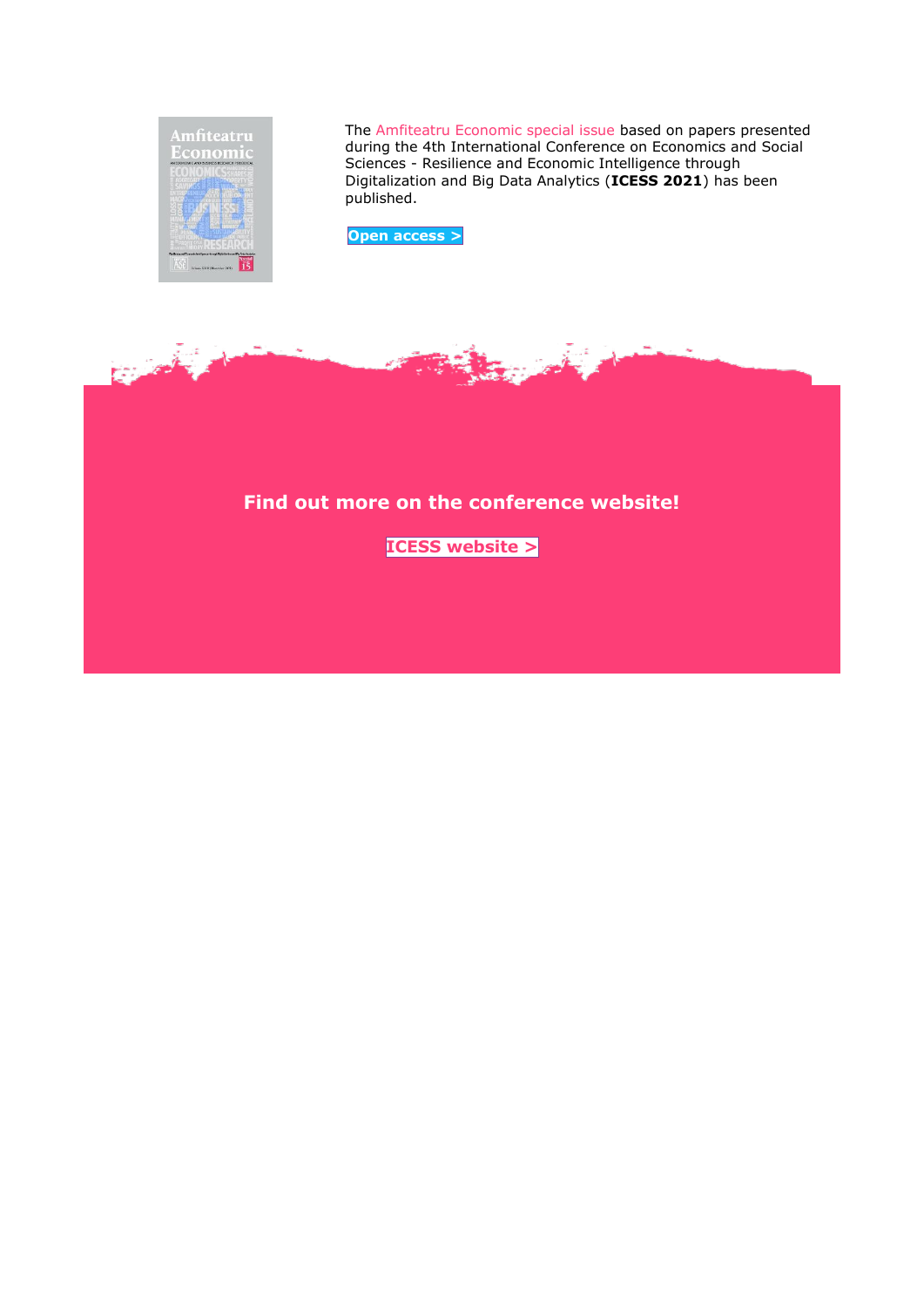The Amfiteatru Economic special issue based on papers presented during the 4th International Conference on Economics and Social Sciences - Resilience and Economic Intelligence through Digitalization and Big Data Analytics (**ICESS 2021**) has been published.

**Open access >**

**Find out more on the conference website!**

**ICESS website >**